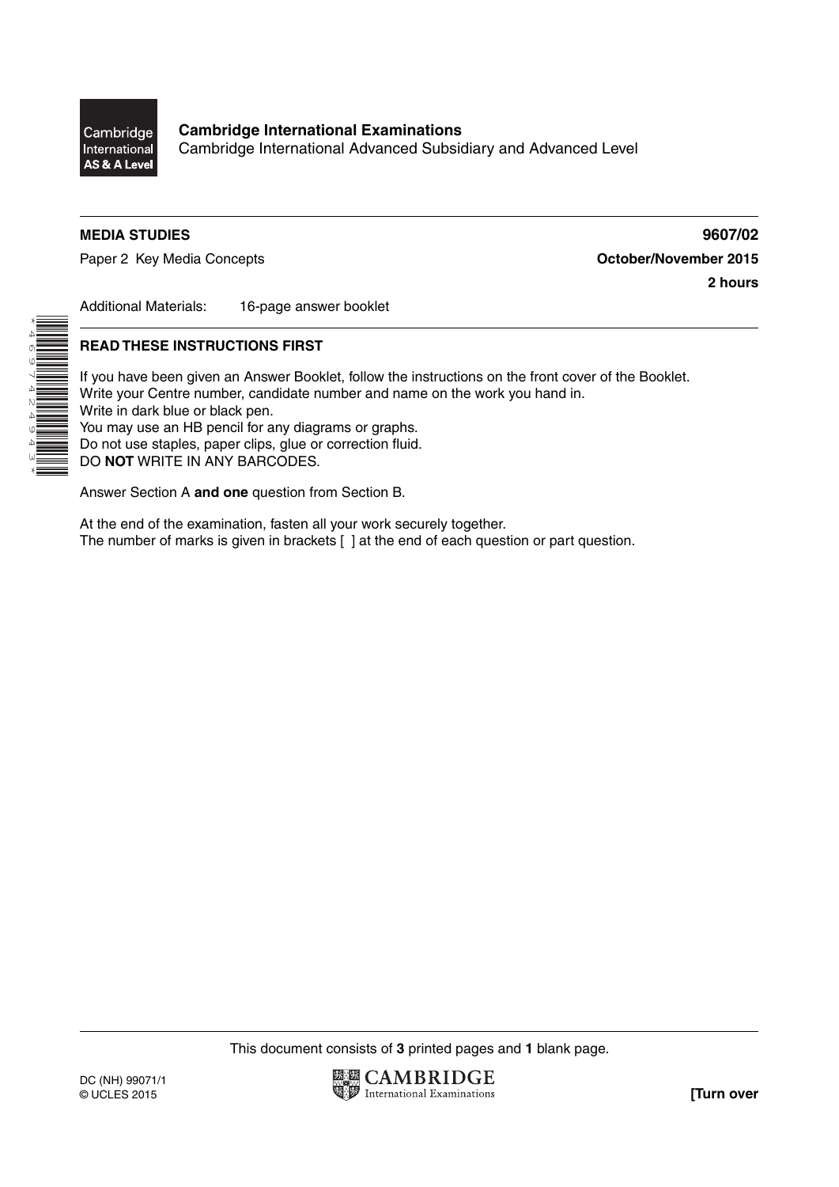**Cambridge International Examinations**
Cambridge International Advanced Subsidiary and Advanced Level

**MEDIA STUDIES** **9607/02**

Paper 2 Key Media Concepts **October/November 2015**

**2 hours**

Additional Materials: 16-page answer booklet

**READ THESE INSTRUCTIONS FIRST**

If you have been given an Answer Booklet, follow the instructions on the front cover of the Booklet.
Write your Centre number, candidate number and name on the work you hand in.
Write in dark blue or black pen.
You may use an HB pencil for any diagrams or graphs.
Do not use staples, paper clips, glue or correction fluid.
DO **NOT** WRITE IN ANY BARCODES.

Answer Section A **and one** question from Section B.

At the end of the examination, fasten all your work securely together.
The number of marks is given in brackets [ ] at the end of each question or part question.

This document consists of **3** printed pages and **1** blank page.

DC (NH) 99071/1
© UCLES 2015

**[Turn over**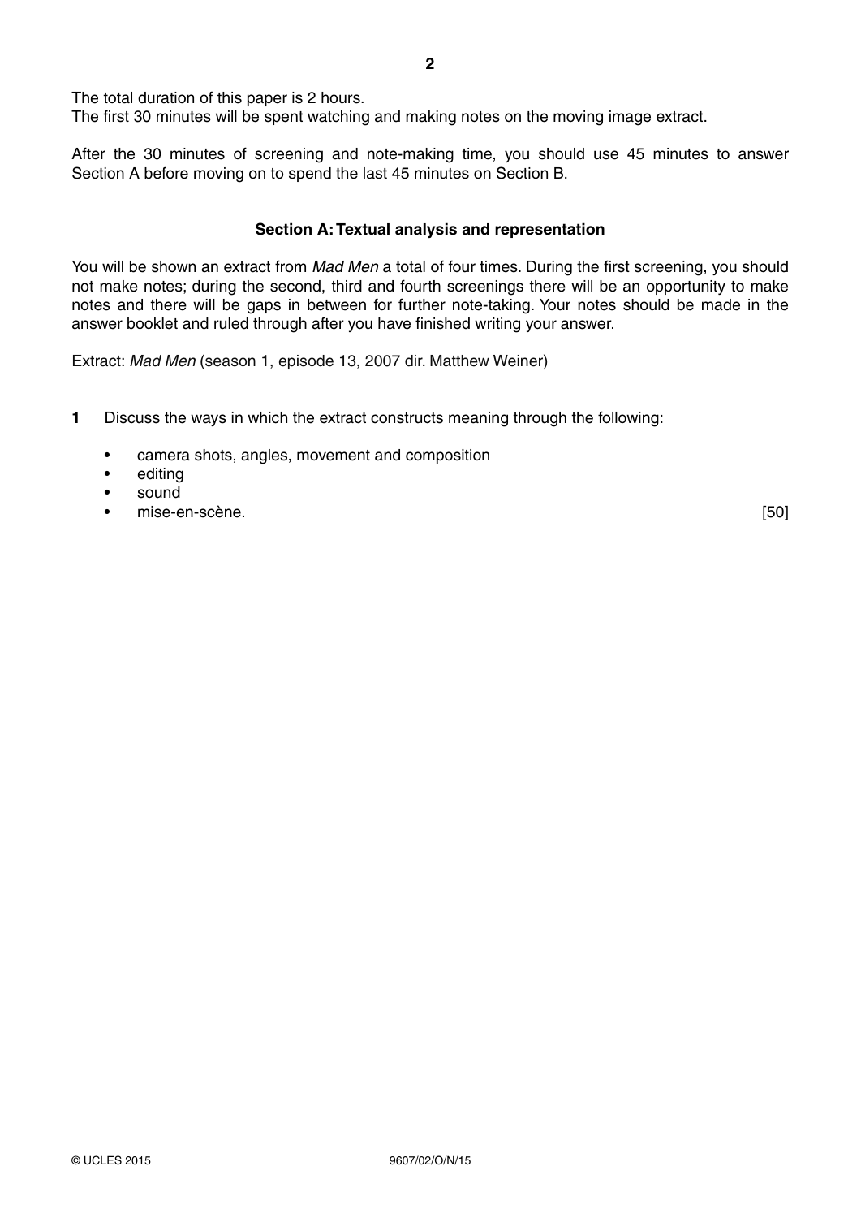The total duration of this paper is 2 hours.
The first 30 minutes will be spent watching and making notes on the moving image extract.

After the 30 minutes of screening and note-making time, you should use 45 minutes to answer Section A before moving on to spend the last 45 minutes on Section B.

## Section A: Textual analysis and representation

You will be shown an extract from *Mad Men* a total of four times. During the first screening, you should not make notes; during the second, third and fourth screenings there will be an opportunity to make notes and there will be gaps in between for further note-taking. Your notes should be made in the answer booklet and ruled through after you have finished writing your answer.

Extract: *Mad Men* (season 1, episode 13, 2007 dir. Matthew Weiner)

**1** Discuss the ways in which the extract constructs meaning through the following:

- camera shots, angles, movement and composition
- editing
- sound
- mise-en-scène. [50]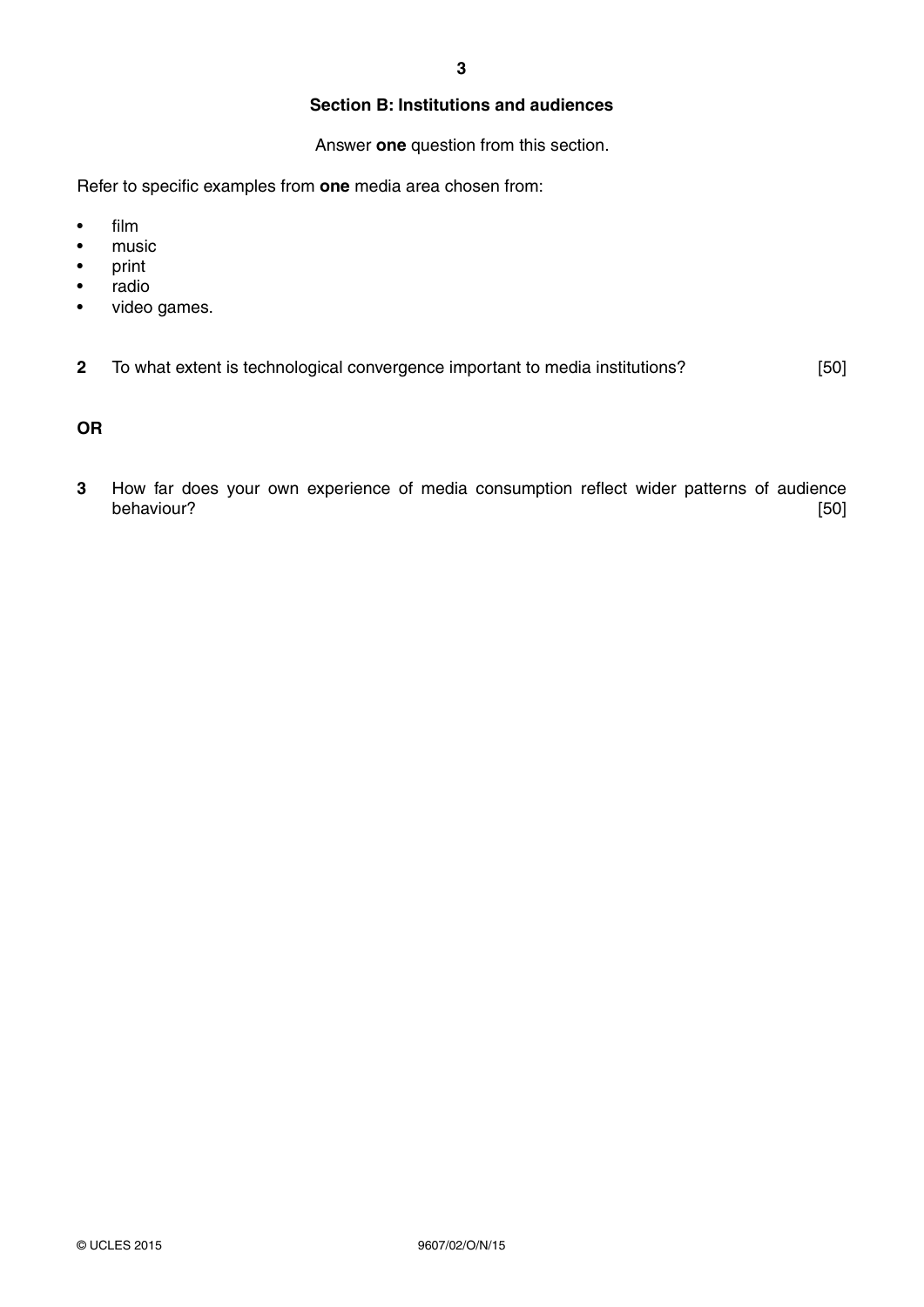## Section B: Institutions and audiences

Answer **one** question from this section.

Refer to specific examples from **one** media area chosen from:

- film
- music
- print
- radio
- video games.

**2** To what extent is technological convergence important to media institutions? [50]

**OR**

**3** How far does your own experience of media consumption reflect wider patterns of audience behaviour? [50]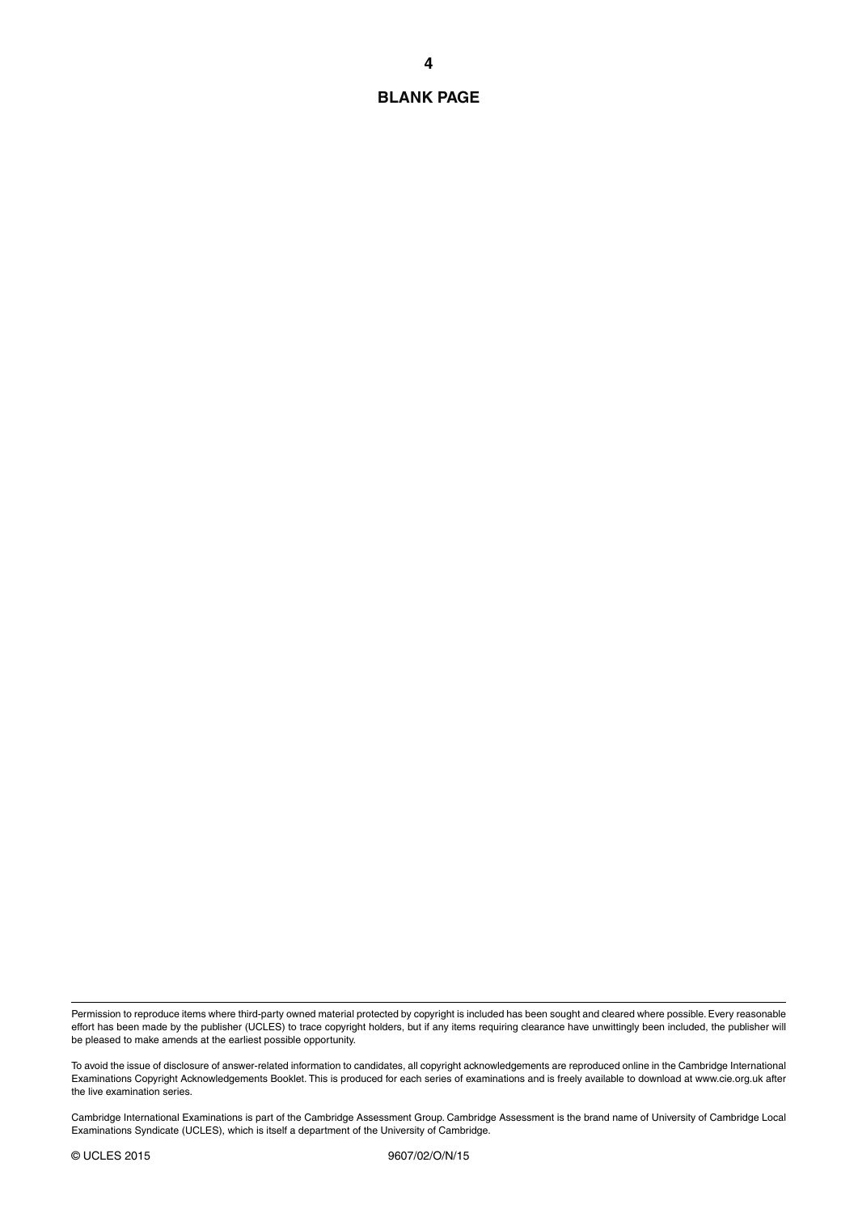**BLANK PAGE**

Permission to reproduce items where third-party owned material protected by copyright is included has been sought and cleared where possible. Every reasonable effort has been made by the publisher (UCLES) to trace copyright holders, but if any items requiring clearance have unwittingly been included, the publisher will be pleased to make amends at the earliest possible opportunity.

To avoid the issue of disclosure of answer-related information to candidates, all copyright acknowledgements are reproduced online in the Cambridge International Examinations Copyright Acknowledgements Booklet. This is produced for each series of examinations and is freely available to download at www.cie.org.uk after the live examination series.

Cambridge International Examinations is part of the Cambridge Assessment Group. Cambridge Assessment is the brand name of University of Cambridge Local Examinations Syndicate (UCLES), which is itself a department of the University of Cambridge.

© UCLES 2015 9607/02/O/N/15